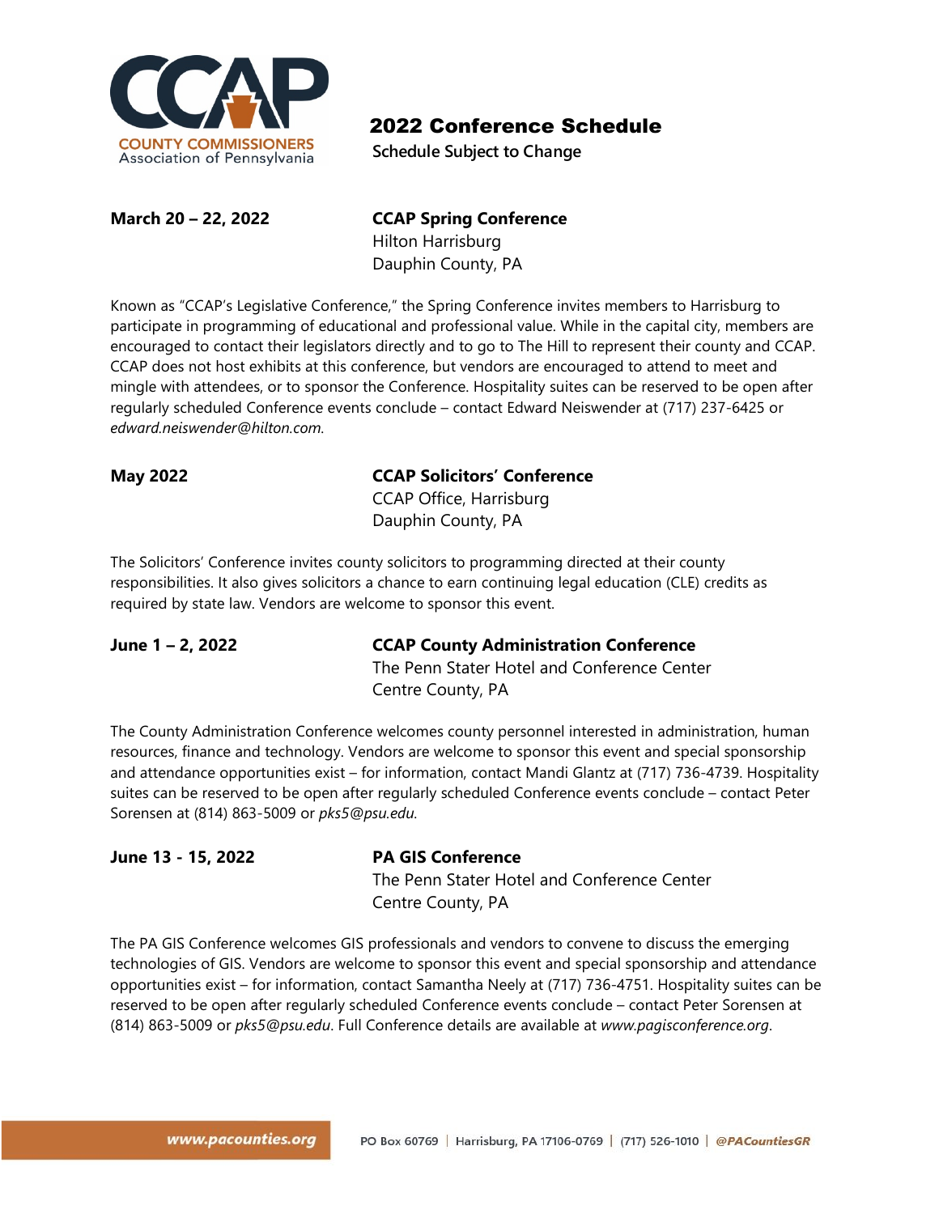# 2022 Conference Schedule

**Schedule Subject to Change**

**March 20 – 22, 2022**

**CCAP Spring Conference**
Hilton Harrisburg
Dauphin County, PA

Known as "CCAP's Legislative Conference," the Spring Conference invites members to Harrisburg to participate in programming of educational and professional value. While in the capital city, members are encouraged to contact their legislators directly and to go to The Hill to represent their county and CCAP. CCAP does not host exhibits at this conference, but vendors are encouraged to attend to meet and mingle with attendees, or to sponsor the Conference. Hospitality suites can be reserved to be open after regularly scheduled Conference events conclude – contact Edward Neiswender at (717) 237-6425 or *edward.neiswender@hilton.com*.

**May 2022**

**CCAP Solicitors' Conference**
CCAP Office, Harrisburg
Dauphin County, PA

The Solicitors' Conference invites county solicitors to programming directed at their county responsibilities. It also gives solicitors a chance to earn continuing legal education (CLE) credits as required by state law. Vendors are welcome to sponsor this event.

**June 1 – 2, 2022**

**CCAP County Administration Conference**
The Penn Stater Hotel and Conference Center
Centre County, PA

The County Administration Conference welcomes county personnel interested in administration, human resources, finance and technology. Vendors are welcome to sponsor this event and special sponsorship and attendance opportunities exist – for information, contact Mandi Glantz at (717) 736-4739. Hospitality suites can be reserved to be open after regularly scheduled Conference events conclude – contact Peter Sorensen at (814) 863-5009 or *pks5@psu.edu*.

**June 13 - 15, 2022**

**PA GIS Conference**
The Penn Stater Hotel and Conference Center
Centre County, PA

The PA GIS Conference welcomes GIS professionals and vendors to convene to discuss the emerging technologies of GIS. Vendors are welcome to sponsor this event and special sponsorship and attendance opportunities exist – for information, contact Samantha Neely at (717) 736-4751. Hospitality suites can be reserved to be open after regularly scheduled Conference events conclude – contact Peter Sorensen at (814) 863-5009 or *pks5@psu.edu*. Full Conference details are available at *www.pagisconference.org*.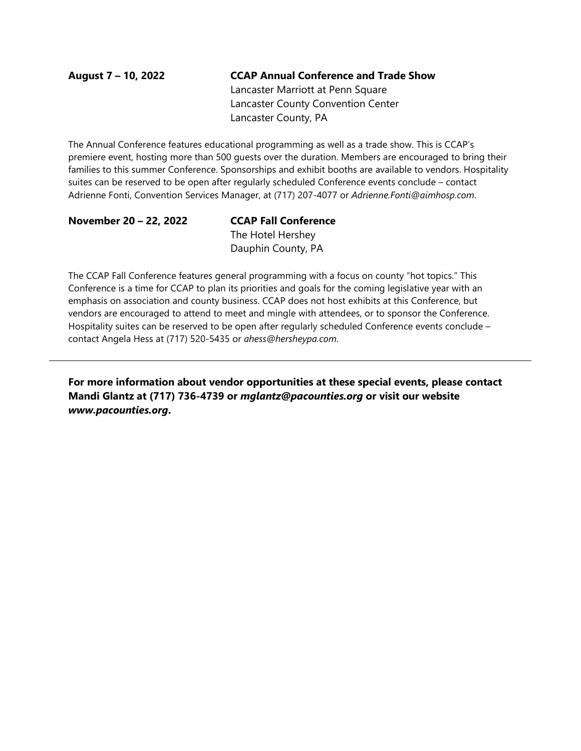**August 7 – 10, 2022** **CCAP Annual Conference and Trade Show**
Lancaster Marriott at Penn Square
Lancaster County Convention Center
Lancaster County, PA

The Annual Conference features educational programming as well as a trade show. This is CCAP's premiere event, hosting more than 500 guests over the duration. Members are encouraged to bring their families to this summer Conference. Sponsorships and exhibit booths are available to vendors. Hospitality suites can be reserved to be open after regularly scheduled Conference events conclude – contact Adrienne Fonti, Convention Services Manager, at (717) 207-4077 or *Adrienne.Fonti@aimhosp.com*.

**November 20 – 22, 2022** **CCAP Fall Conference**
The Hotel Hershey
Dauphin County, PA

The CCAP Fall Conference features general programming with a focus on county "hot topics." This Conference is a time for CCAP to plan its priorities and goals for the coming legislative year with an emphasis on association and county business. CCAP does not host exhibits at this Conference, but vendors are encouraged to attend to meet and mingle with attendees, or to sponsor the Conference. Hospitality suites can be reserved to be open after regularly scheduled Conference events conclude – contact Angela Hess at (717) 520-5435 or *ahess@hersheypa.com*.

---

**For more information about vendor opportunities at these special events, please contact Mandi Glantz at (717) 736-4739 or *mglantz@pacounties.org* or visit our website *www.pacounties.org*.**